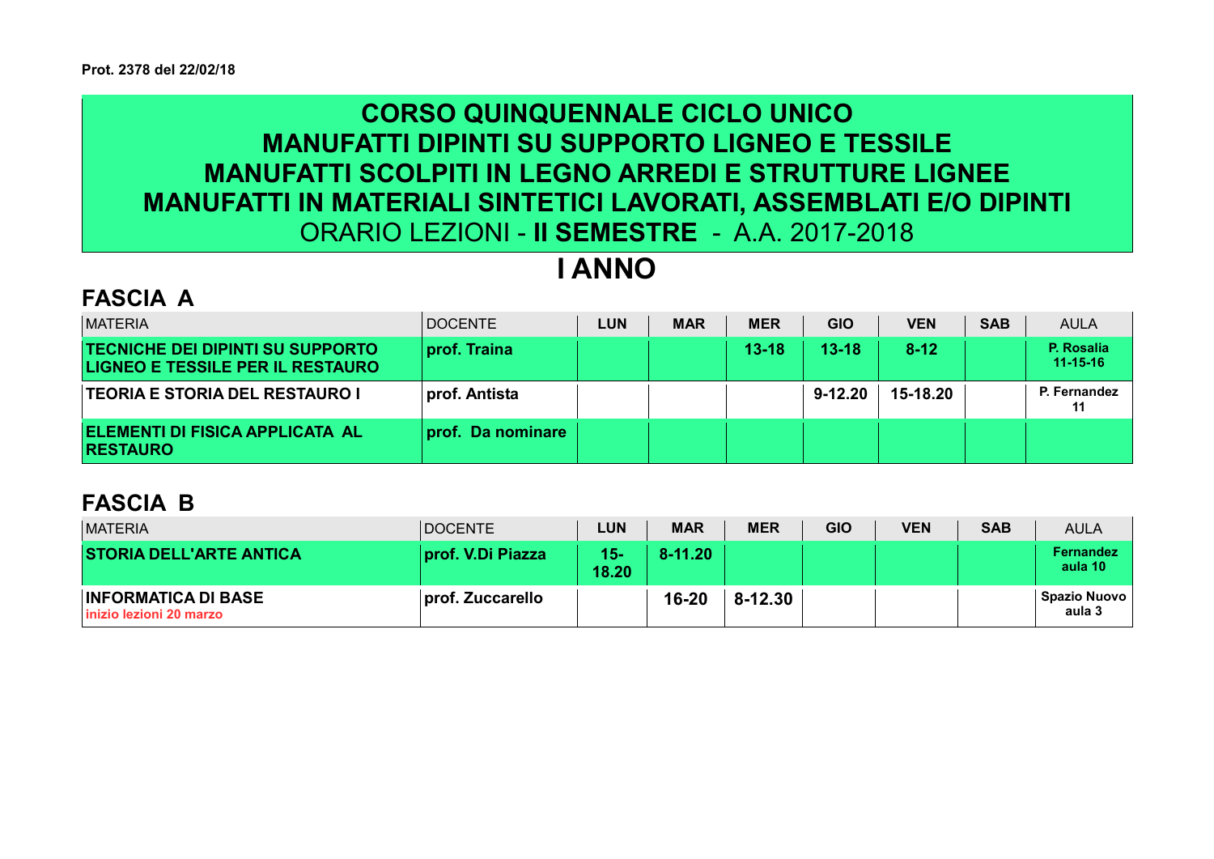**Prot. 2378 del 22/02/18**

# CORSO QUINQUENNALE CICLO UNICO
# MANUFATTI DIPINTI SU SUPPORTO LIGNEO E TESSILE
# MANUFATTI SCOLPITI IN LEGNO ARREDI E STRUTTURE LIGNEE
# MANUFATTI IN MATERIALI SINTETICI LAVORATI, ASSEMBLATI E/O DIPINTI

ORARIO LEZIONI - **II SEMESTRE** - A.A. 2017-2018

## I ANNO

### FASCIA A

| MATERIA | DOCENTE | LUN | MAR | MER | GIO | VEN | SAB | AULA |
|---|---|---|---|---|---|---|---|---|
| **TECNICHE DEI DIPINTI SU SUPPORTO LIGNEO E TESSILE PER IL RESTAURO** | **prof. Traina** | | | **13-18** | **13-18** | **8-12** | | **P. Rosalia 11-15-16** |
| **TEORIA E STORIA DEL RESTAURO I** | **prof. Antista** | | | | **9-12.20** | **15-18.20** | | **P. Fernandez 11** |
| **ELEMENTI DI FISICA APPLICATA AL RESTAURO** | **prof. Da nominare** | | | | | | | |

### FASCIA B

| MATERIA | DOCENTE | LUN | MAR | MER | GIO | VEN | SAB | AULA |
|---|---|---|---|---|---|---|---|---|
| **STORIA DELL'ARTE ANTICA** | **prof. V.Di Piazza** | **15-18.20** | **8-11.20** | | | | | **Fernandez aula 10** |
| **INFORMATICA DI BASE** inizio lezioni 20 marzo | **prof. Zuccarello** | | **16-20** | **8-12.30** | | | | **Spazio Nuovo aula 3** |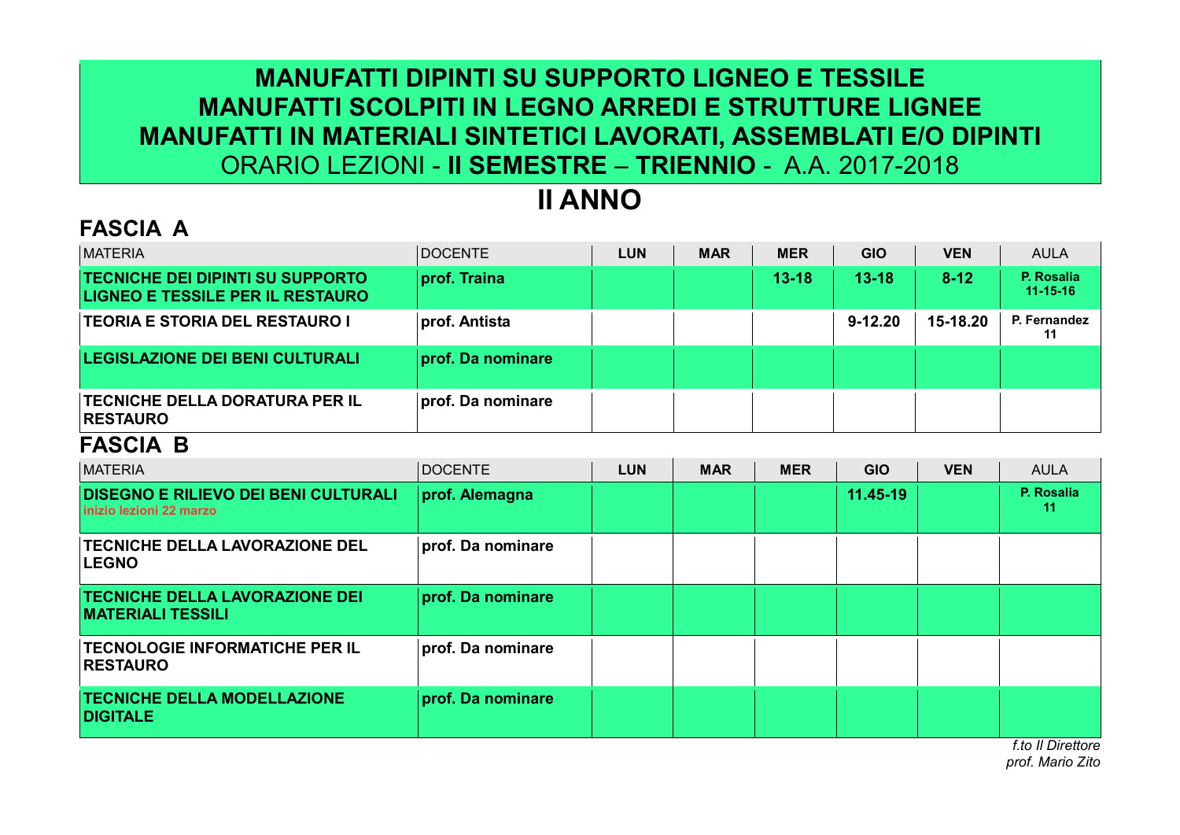# MANUFATTI DIPINTI SU SUPPORTO LIGNEO E TESSILE
# MANUFATTI SCOLPITI IN LEGNO ARREDI E STRUTTURE LIGNEE
# MANUFATTI IN MATERIALI SINTETICI LAVORATI, ASSEMBLATI E/O DIPINTI

ORARIO LEZIONI - **II SEMESTRE** – **TRIENNIO** - A.A. 2017-2018

## II ANNO

### FASCIA A

| MATERIA | DOCENTE | LUN | MAR | MER | GIO | VEN | AULA |
|---|---|---|---|---|---|---|---|
| **TECNICHE DEI DIPINTI SU SUPPORTO LIGNEO E TESSILE PER IL RESTAURO** | **prof. Traina** | | | **13-18** | **13-18** | **8-12** | **P. Rosalia 11-15-16** |
| **TEORIA E STORIA DEL RESTAURO I** | **prof. Antista** | | | | **9-12.20** | **15-18.20** | **P. Fernandez 11** |
| **LEGISLAZIONE DEI BENI CULTURALI** | **prof. Da nominare** | | | | | | |
| **TECNICHE DELLA DORATURA PER IL RESTAURO** | **prof. Da nominare** | | | | | | |

### FASCIA B

| MATERIA | DOCENTE | LUN | MAR | MER | GIO | VEN | AULA |
|---|---|---|---|---|---|---|---|
| **DISEGNO E RILIEVO DEI BENI CULTURALI** inizio lezioni 22 marzo | **prof. Alemagna** | | | | **11.45-19** | | **P. Rosalia 11** |
| **TECNICHE DELLA LAVORAZIONE DEL LEGNO** | **prof. Da nominare** | | | | | | |
| **TECNICHE DELLA LAVORAZIONE DEI MATERIALI TESSILI** | **prof. Da nominare** | | | | | | |
| **TECNOLOGIE INFORMATICHE PER IL RESTAURO** | **prof. Da nominare** | | | | | | |
| **TECNICHE DELLA MODELLAZIONE DIGITALE** | **prof. Da nominare** | | | | | | |

*f.to Il Direttore*
*prof. Mario Zito*